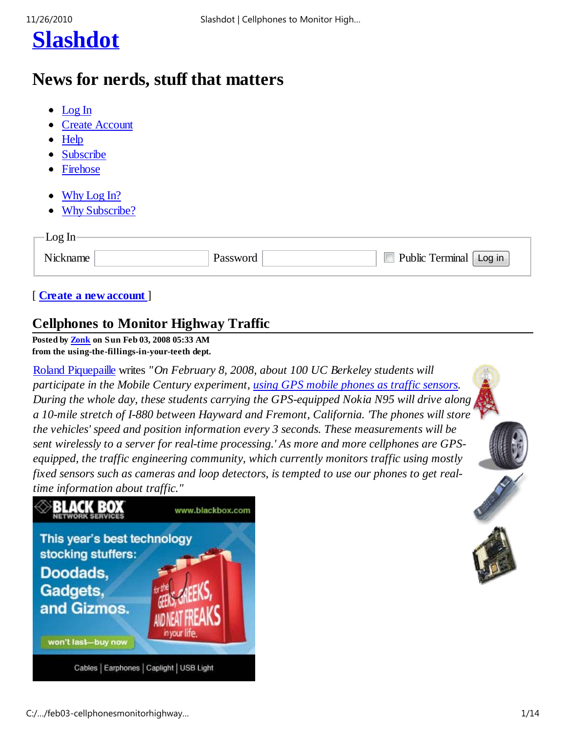# Slashdot

## News for nerds, stuff that matters

- Log In
- Create Account
- Help
- Subscribe
- Firehose

- Why Log In?
- Why Subscribe?

Log In

Nickname Password Public Terminal Log in

[ **Create a new account** ]

## Cellphones to Monitor Highway Traffic

**Posted by Zonk on Sun Feb 03, 2008 05:33 AM**
**from the using-the-fillings-in-your-teeth dept.**

Roland Piquepaille writes *"On February 8, 2008, about 100 UC Berkeley students will participate in the Mobile Century experiment, using GPS mobile phones as traffic sensors. During the whole day, these students carrying the GPS-equipped Nokia N95 will drive along a 10-mile stretch of I-880 between Hayward and Fremont, California. 'The phones will store the vehicles' speed and position information every 3 seconds. These measurements will be sent wirelessly to a server for real-time processing.' As more and more cellphones are GPS-equipped, the traffic engineering community, which currently monitors traffic using mostly fixed sensors such as cameras and loop detectors, is tempted to use our phones to get real-time information about traffic."*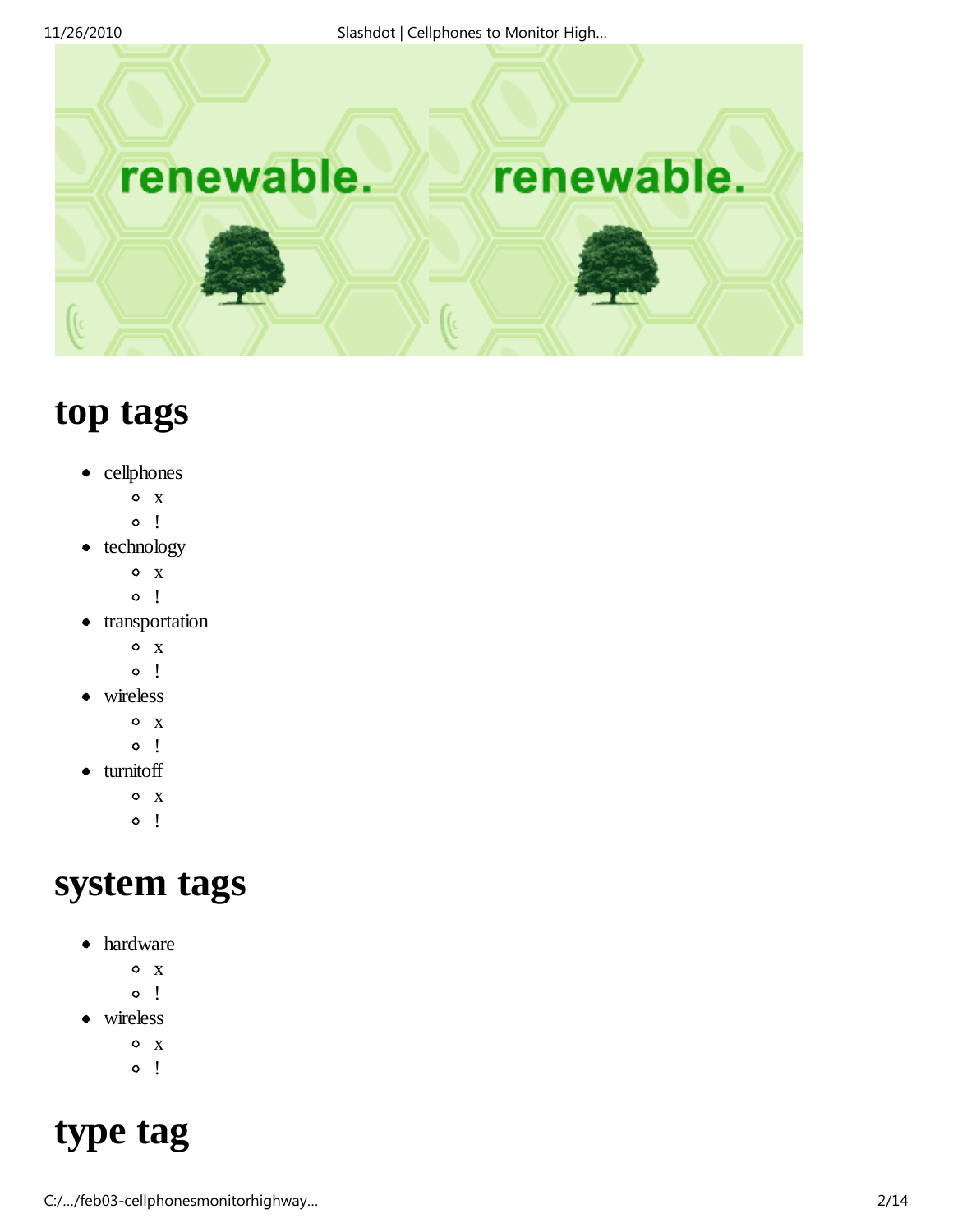# top tags

- cellphones
  - x
  - !
- technology
  - x
  - !
- transportation
  - x
  - !
- wireless
  - x
  - !
- turnitoff
  - x
  - !

# system tags

- hardware
  - x
  - !
- wireless
  - x
  - !

# type tag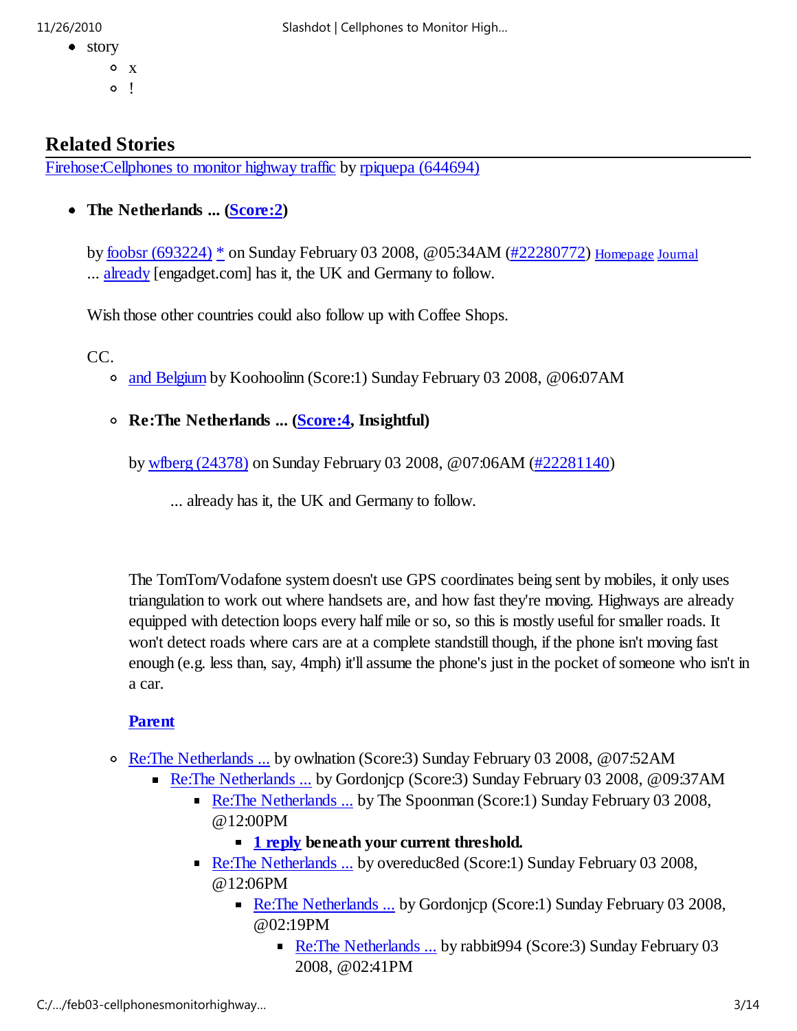- story
  - x
  - !

## Related Stories

Firehose:Cellphones to monitor highway traffic by rpiquepa (644694)

- **The Netherlands ... (Score:2)**

  by foobsr (693224) * on Sunday February 03 2008, @05:34AM (#22280772) Homepage Journal
  ... already [engadget.com] has it, the UK and Germany to follow.

  Wish those other countries could also follow up with Coffee Shops.

  CC.

  - and Belgium by Koohoolinn (Score:1) Sunday February 03 2008, @06:07AM

  - **Re:The Netherlands ... (Score:4, Insightful)**

    by wfberg (24378) on Sunday February 03 2008, @07:06AM (#22281140)

    > ... already has it, the UK and Germany to follow.

    The TomTom/Vodafone system doesn't use GPS coordinates being sent by mobiles, it only uses triangulation to work out where handsets are, and how fast they're moving. Highways are already equipped with detection loops every half mile or so, so this is mostly useful for smaller roads. It won't detect roads where cars are at a complete standstill though, if the phone isn't moving fast enough (e.g. less than, say, 4mph) it'll assume the phone's just in the pocket of someone who isn't in a car.

    **Parent**

  - Re:The Netherlands ... by owlnation (Score:3) Sunday February 03 2008, @07:52AM
    - Re:The Netherlands ... by Gordonjcp (Score:3) Sunday February 03 2008, @09:37AM
      - Re:The Netherlands ... by The Spoonman (Score:1) Sunday February 03 2008, @12:00PM
        - **1 reply beneath your current threshold.**
      - Re:The Netherlands ... by overeduc8ed (Score:1) Sunday February 03 2008, @12:06PM
        - Re:The Netherlands ... by Gordonjcp (Score:1) Sunday February 03 2008, @02:19PM
          - Re:The Netherlands ... by rabbit994 (Score:3) Sunday February 03 2008, @02:41PM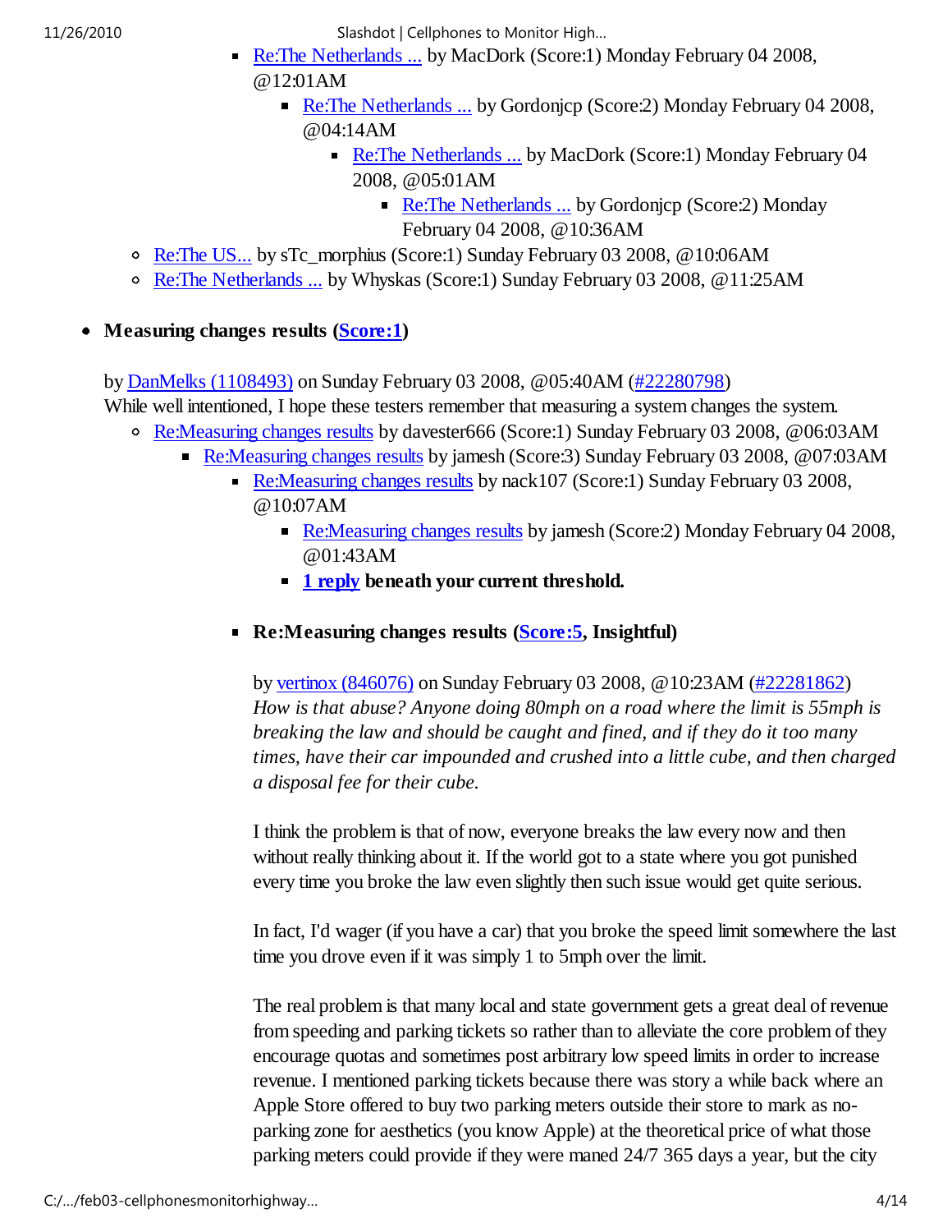- [Re:The Netherlands ...]() by MacDork (Score:1) Monday February 04 2008, @12:01AM
                - [Re:The Netherlands ...]() by Gordonjcp (Score:2) Monday February 04 2008, @04:14AM
                    - [Re:The Netherlands ...]() by MacDork (Score:1) Monday February 04 2008, @05:01AM
                        - [Re:The Netherlands ...]() by Gordonjcp (Score:2) Monday February 04 2008, @10:36AM
    - [Re:The US...]() by sTc_morphius (Score:1) Sunday February 03 2008, @10:06AM
    - [Re:The Netherlands ...]() by Whyskas (Score:1) Sunday February 03 2008, @11:25AM

- **Measuring changes results ([Score:1]())**

  by [DanMelks (1108493)]() on Sunday February 03 2008, @05:40AM ([#22280798]())

  While well intentioned, I hope these testers remember that measuring a system changes the system.

    - [Re:Measuring changes results]() by davester666 (Score:1) Sunday February 03 2008, @06:03AM
        - [Re:Measuring changes results]() by jamesh (Score:3) Sunday February 03 2008, @07:03AM
            - [Re:Measuring changes results]() by nack107 (Score:1) Sunday February 03 2008, @10:07AM
                - [Re:Measuring changes results]() by jamesh (Score:2) Monday February 04 2008, @01:43AM
                - **[1 reply]() beneath your current threshold.**

            - **Re:Measuring changes results ([Score:5](), Insightful)**

              by [vertinox (846076)]() on Sunday February 03 2008, @10:23AM ([#22281862]())

              *How is that abuse? Anyone doing 80mph on a road where the limit is 55mph is breaking the law and should be caught and fined, and if they do it too many times, have their car impounded and crushed into a little cube, and then charged a disposal fee for their cube.*

              I think the problem is that of now, everyone breaks the law every now and then without really thinking about it. If the world got to a state where you got punished every time you broke the law even slightly then such issue would get quite serious.

              In fact, I'd wager (if you have a car) that you broke the speed limit somewhere the last time you drove even if it was simply 1 to 5mph over the limit.

              The real problem is that many local and state government gets a great deal of revenue from speeding and parking tickets so rather than to alleviate the core problem of they encourage quotas and sometimes post arbitrary low speed limits in order to increase revenue. I mentioned parking tickets because there was story a while back where an Apple Store offered to buy two parking meters outside their store to mark as no-parking zone for aesthetics (you know Apple) at the theoretical price of what those parking meters could provide if they were maned 24/7 365 days a year, but the city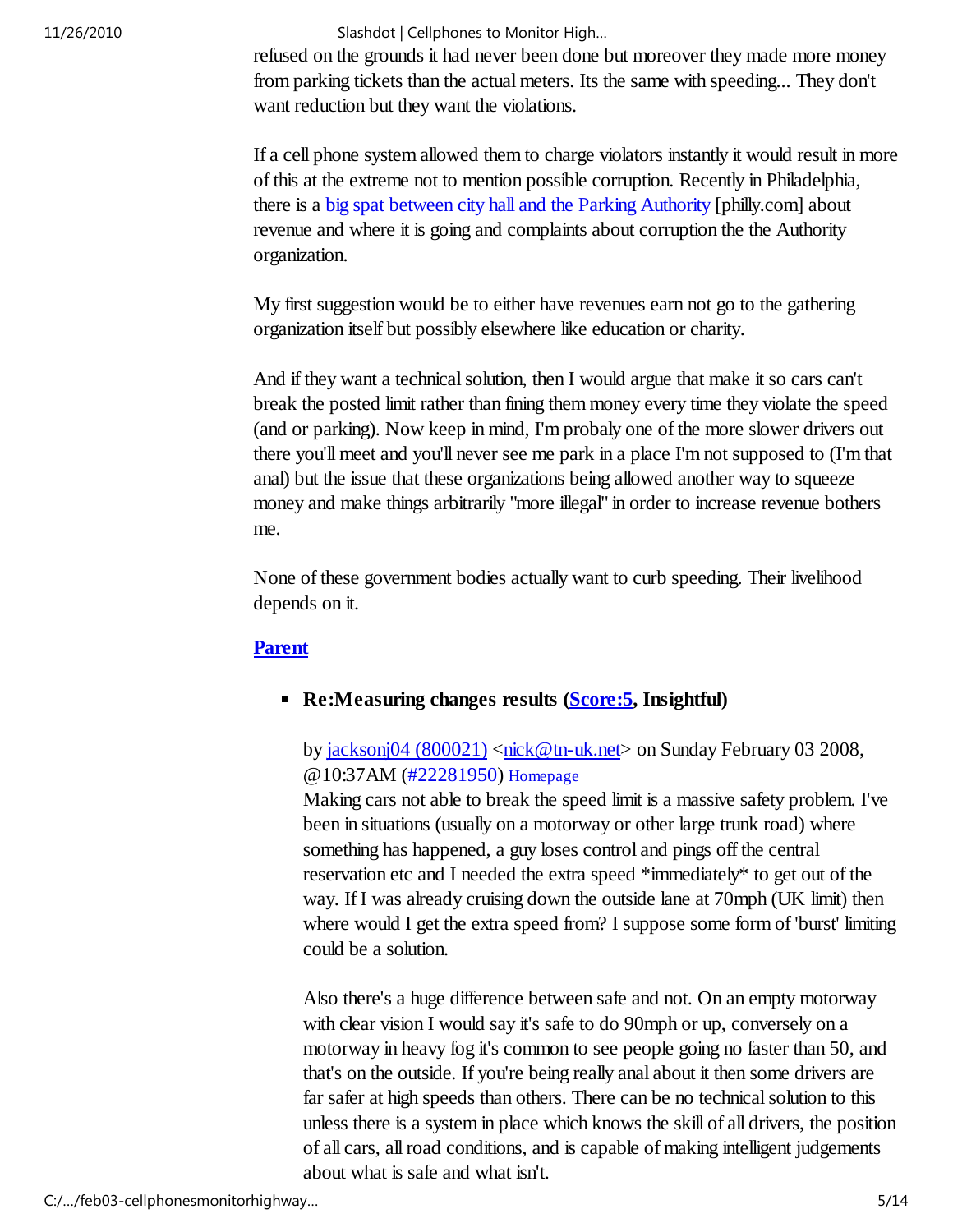refused on the grounds it had never been done but moreover they made more money from parking tickets than the actual meters. Its the same with speeding... They don't want reduction but they want the violations.

If a cell phone system allowed them to charge violators instantly it would result in more of this at the extreme not to mention possible corruption. Recently in Philadelphia, there is a [big spat between city hall and the Parking Authority](#) [philly.com] about revenue and where it is going and complaints about corruption the the Authority organization.

My first suggestion would be to either have revenues earn not go to the gathering organization itself but possibly elsewhere like education or charity.

And if they want a technical solution, then I would argue that make it so cars can't break the posted limit rather than fining them money every time they violate the speed (and or parking). Now keep in mind, I'm probaly one of the more slower drivers out there you'll meet and you'll never see me park in a place I'm not supposed to (I'm that anal) but the issue that these organizations being allowed another way to squeeze money and make things arbitrarily "more illegal" in order to increase revenue bothers me.

None of these government bodies actually want to curb speeding. Their livelihood depends on it.

**[Parent](#)**

- **Re:Measuring changes results ([Score:5](#), Insightful)**

  by [jacksonj04 (800021)](#) <[nick@tn-uk.net](#)> on Sunday February 03 2008, @10:37AM ([#22281950](#)) [Homepage](#)
  Making cars not able to break the speed limit is a massive safety problem. I've been in situations (usually on a motorway or other large trunk road) where something has happened, a guy loses control and pings off the central reservation etc and I needed the extra speed *immediately* to get out of the way. If I was already cruising down the outside lane at 70mph (UK limit) then where would I get the extra speed from? I suppose some form of 'burst' limiting could be a solution.

  Also there's a huge difference between safe and not. On an empty motorway with clear vision I would say it's safe to do 90mph or up, conversely on a motorway in heavy fog it's common to see people going no faster than 50, and that's on the outside. If you're being really anal about it then some drivers are far safer at high speeds than others. There can be no technical solution to this unless there is a system in place which knows the skill of all drivers, the position of all cars, all road conditions, and is capable of making intelligent judgements about what is safe and what isn't.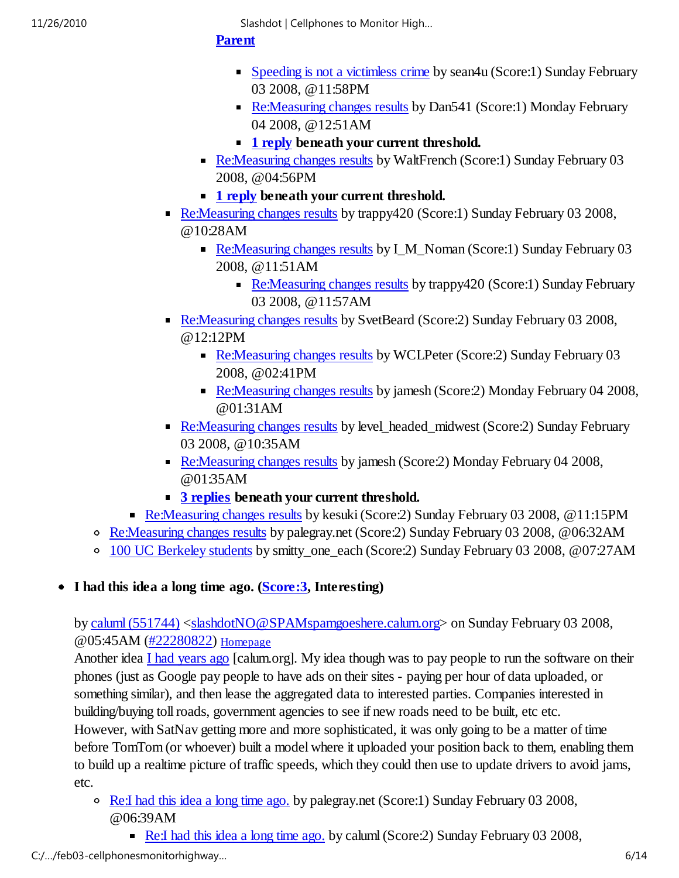[Parent](#)

        - [Speeding is not a victimless crime](#) by sean4u (Score:1) Sunday February 03 2008, @11:58PM
        - [Re:Measuring changes results](#) by Dan541 (Score:1) Monday February 04 2008, @12:51AM
        - **[1 reply](#) beneath your current threshold.**
      - [Re:Measuring changes results](#) by WaltFrench (Score:1) Sunday February 03 2008, @04:56PM
      - **[1 reply](#) beneath your current threshold.**
    - [Re:Measuring changes results](#) by trappy420 (Score:1) Sunday February 03 2008, @10:28AM
      - [Re:Measuring changes results](#) by I_M_Noman (Score:1) Sunday February 03 2008, @11:51AM
        - [Re:Measuring changes results](#) by trappy420 (Score:1) Sunday February 03 2008, @11:57AM
    - [Re:Measuring changes results](#) by SvetBeard (Score:2) Sunday February 03 2008, @12:12PM
      - [Re:Measuring changes results](#) by WCLPeter (Score:2) Sunday February 03 2008, @02:41PM
      - [Re:Measuring changes results](#) by jamesh (Score:2) Monday February 04 2008, @01:31AM
    - [Re:Measuring changes results](#) by level_headed_midwest (Score:2) Sunday February 03 2008, @10:35AM
    - [Re:Measuring changes results](#) by jamesh (Score:2) Monday February 04 2008, @01:35AM
    - **[3 replies](#) beneath your current threshold.**
  - [Re:Measuring changes results](#) by kesuki (Score:2) Sunday February 03 2008, @11:15PM
- [Re:Measuring changes results](#) by palegray.net (Score:2) Sunday February 03 2008, @06:32AM
- [100 UC Berkeley students](#) by smitty_one_each (Score:2) Sunday February 03 2008, @07:27AM

- **I had this idea a long time ago. ([Score:3](#), Interesting)**

  by [caluml (551744)](#) <[slashdotNO@SPAMspamgoeshere.calum.org](#)> on Sunday February 03 2008, @05:45AM ([#22280822](#)) [Homepage](#)

  Another idea [I had years ago](#) [calum.org]. My idea though was to pay people to run the software on their phones (just as Google pay people to have ads on their sites - paying per hour of data uploaded, or something similar), and then lease the aggregated data to interested parties. Companies interested in building/buying toll roads, government agencies to see if new roads need to be built, etc etc.
  However, with SatNav getting more and more sophisticated, it was only going to be a matter of time before TomTom (or whoever) built a model where it uploaded your position back to them, enabling them to build up a realtime picture of traffic speeds, which they could then use to update drivers to avoid jams, etc.

  - [Re:I had this idea a long time ago.](#) by palegray.net (Score:1) Sunday February 03 2008, @06:39AM
    - [Re:I had this idea a long time ago.](#) by caluml (Score:2) Sunday February 03 2008,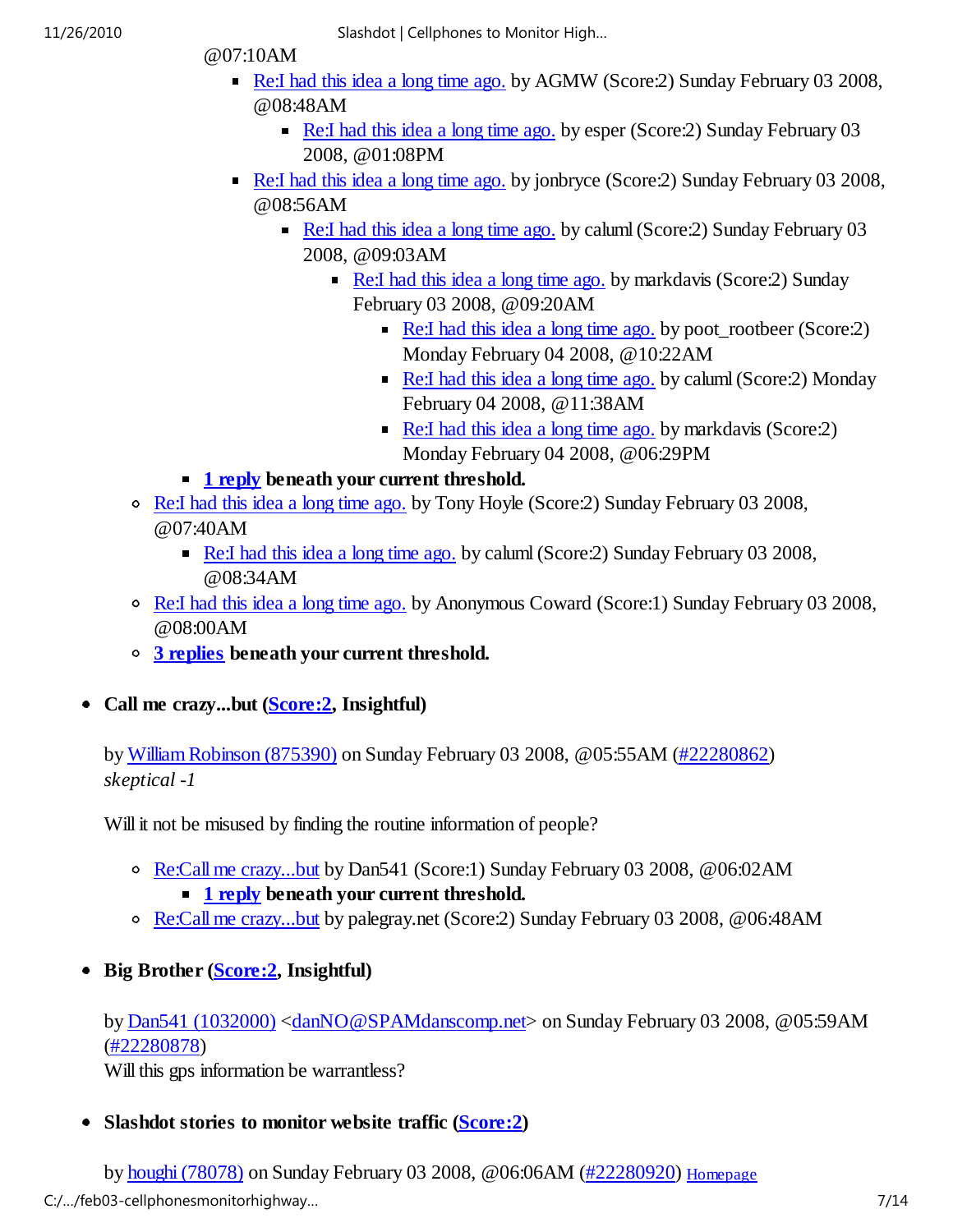@07:10AM

        - Re:I had this idea a long time ago. by AGMW (Score:2) Sunday February 03 2008, @08:48AM
            - Re:I had this idea a long time ago. by esper (Score:2) Sunday February 03 2008, @01:08PM
        - Re:I had this idea a long time ago. by jonbryce (Score:2) Sunday February 03 2008, @08:56AM
            - Re:I had this idea a long time ago. by caluml (Score:2) Sunday February 03 2008, @09:03AM
                - Re:I had this idea a long time ago. by markdavis (Score:2) Sunday February 03 2008, @09:20AM
                    - Re:I had this idea a long time ago. by poot_rootbeer (Score:2) Monday February 04 2008, @10:22AM
                    - Re:I had this idea a long time ago. by caluml (Score:2) Monday February 04 2008, @11:38AM
                    - Re:I had this idea a long time ago. by markdavis (Score:2) Monday February 04 2008, @06:29PM
        - **1 reply beneath your current threshold.**
    - Re:I had this idea a long time ago. by Tony Hoyle (Score:2) Sunday February 03 2008, @07:40AM
        - Re:I had this idea a long time ago. by caluml (Score:2) Sunday February 03 2008, @08:34AM
    - Re:I had this idea a long time ago. by Anonymous Coward (Score:1) Sunday February 03 2008, @08:00AM
    - **3 replies beneath your current threshold.**

- **Call me crazy...but (Score:2, Insightful)**

  by William Robinson (875390) on Sunday February 03 2008, @05:55AM (#22280862)
  *skeptical -1*

  Will it not be misused by finding the routine information of people?

    - Re:Call me crazy...but by Dan541 (Score:1) Sunday February 03 2008, @06:02AM
        - **1 reply beneath your current threshold.**
    - Re:Call me crazy...but by palegray.net (Score:2) Sunday February 03 2008, @06:48AM

- **Big Brother (Score:2, Insightful)**

  by Dan541 (1032000) <danNO@SPAMdanscomp.net> on Sunday February 03 2008, @05:59AM (#22280878)
  Will this gps information be warrantless?

- **Slashdot stories to monitor website traffic (Score:2)**

  by houghi (78078) on Sunday February 03 2008, @06:06AM (#22280920) Homepage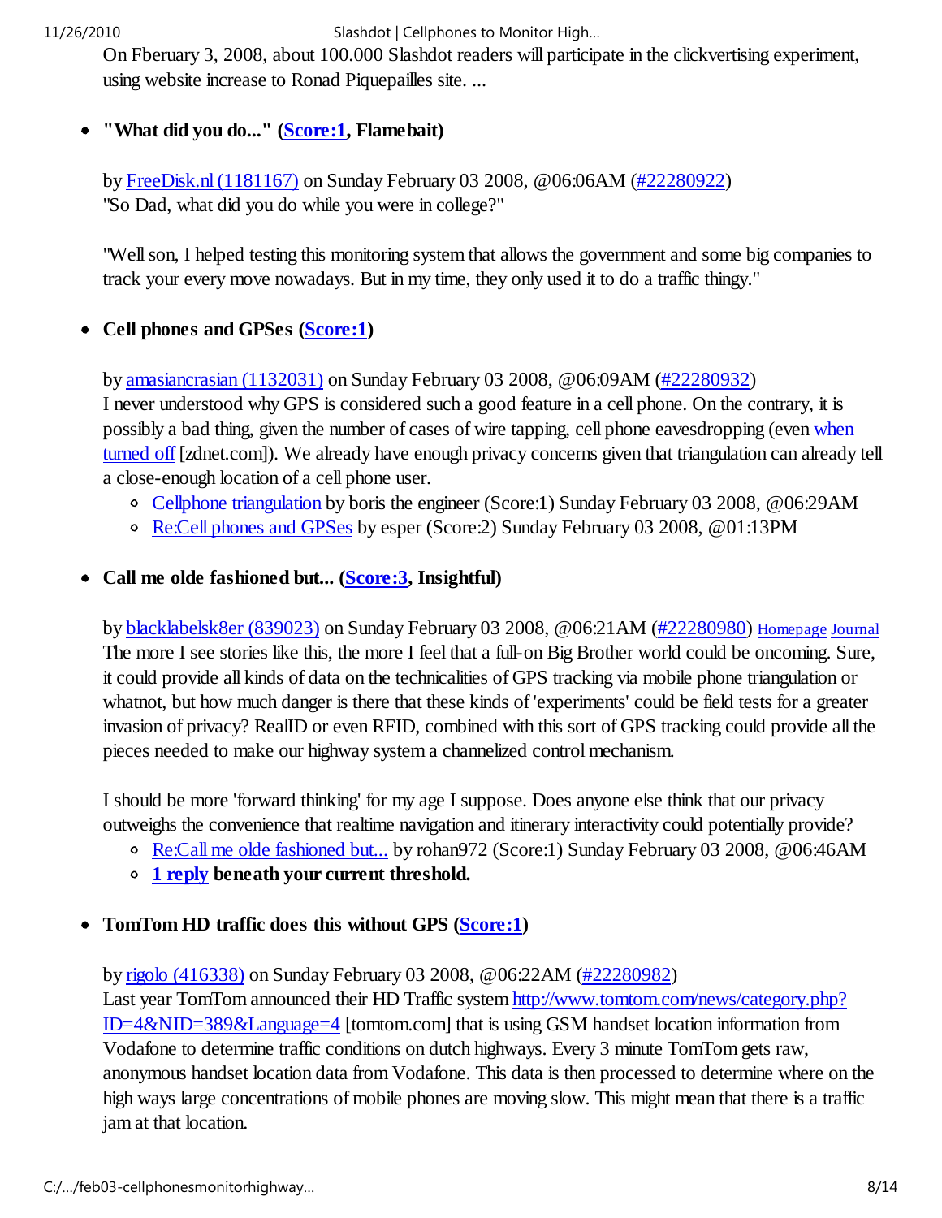On Fberuary 3, 2008, about 100.000 Slashdot readers will participate in the clickvertising experiment, using website increase to Ronad Piquepailles site. ...

- **"What did you do..." (Score:1, Flamebait)**

  by FreeDisk.nl (1181167) on Sunday February 03 2008, @06:06AM (#22280922)
  "So Dad, what did you do while you were in college?"

  "Well son, I helped testing this monitoring system that allows the government and some big companies to track your every move nowadays. But in my time, they only used it to do a traffic thingy."

- **Cell phones and GPSes (Score:1)**

  by amasiancrasian (1132031) on Sunday February 03 2008, @06:09AM (#22280932)
  I never understood why GPS is considered such a good feature in a cell phone. On the contrary, it is possibly a bad thing, given the number of cases of wire tapping, cell phone eavesdropping (even when turned off [zdnet.com]). We already have enough privacy concerns given that triangulation can already tell a close-enough location of a cell phone user.
  - Cellphone triangulation by boris the engineer (Score:1) Sunday February 03 2008, @06:29AM
  - Re:Cell phones and GPSes by esper (Score:2) Sunday February 03 2008, @01:13PM

- **Call me olde fashioned but... (Score:3, Insightful)**

  by blacklabelsk8er (839023) on Sunday February 03 2008, @06:21AM (#22280980) Homepage Journal
  The more I see stories like this, the more I feel that a full-on Big Brother world could be oncoming. Sure, it could provide all kinds of data on the technicalities of GPS tracking via mobile phone triangulation or whatnot, but how much danger is there that these kinds of 'experiments' could be field tests for a greater invasion of privacy? RealID or even RFID, combined with this sort of GPS tracking could provide all the pieces needed to make our highway system a channelized control mechanism.

  I should be more 'forward thinking' for my age I suppose. Does anyone else think that our privacy outweighs the convenience that realtime navigation and itinerary interactivity could potentially provide?
  - Re:Call me olde fashioned but... by rohan972 (Score:1) Sunday February 03 2008, @06:46AM
  - **1 reply beneath your current threshold.**

- **TomTom HD traffic does this without GPS (Score:1)**

  by rigolo (416338) on Sunday February 03 2008, @06:22AM (#22280982)
  Last year TomTom announced their HD Traffic system http://www.tomtom.com/news/category.php?ID=4&NID=389&Language=4 [tomtom.com] that is using GSM handset location information from Vodafone to determine traffic conditions on dutch highways. Every 3 minute TomTom gets raw, anonymous handset location data from Vodafone. This data is then processed to determine where on the high ways large concentrations of mobile phones are moving slow. This might mean that there is a traffic jam at that location.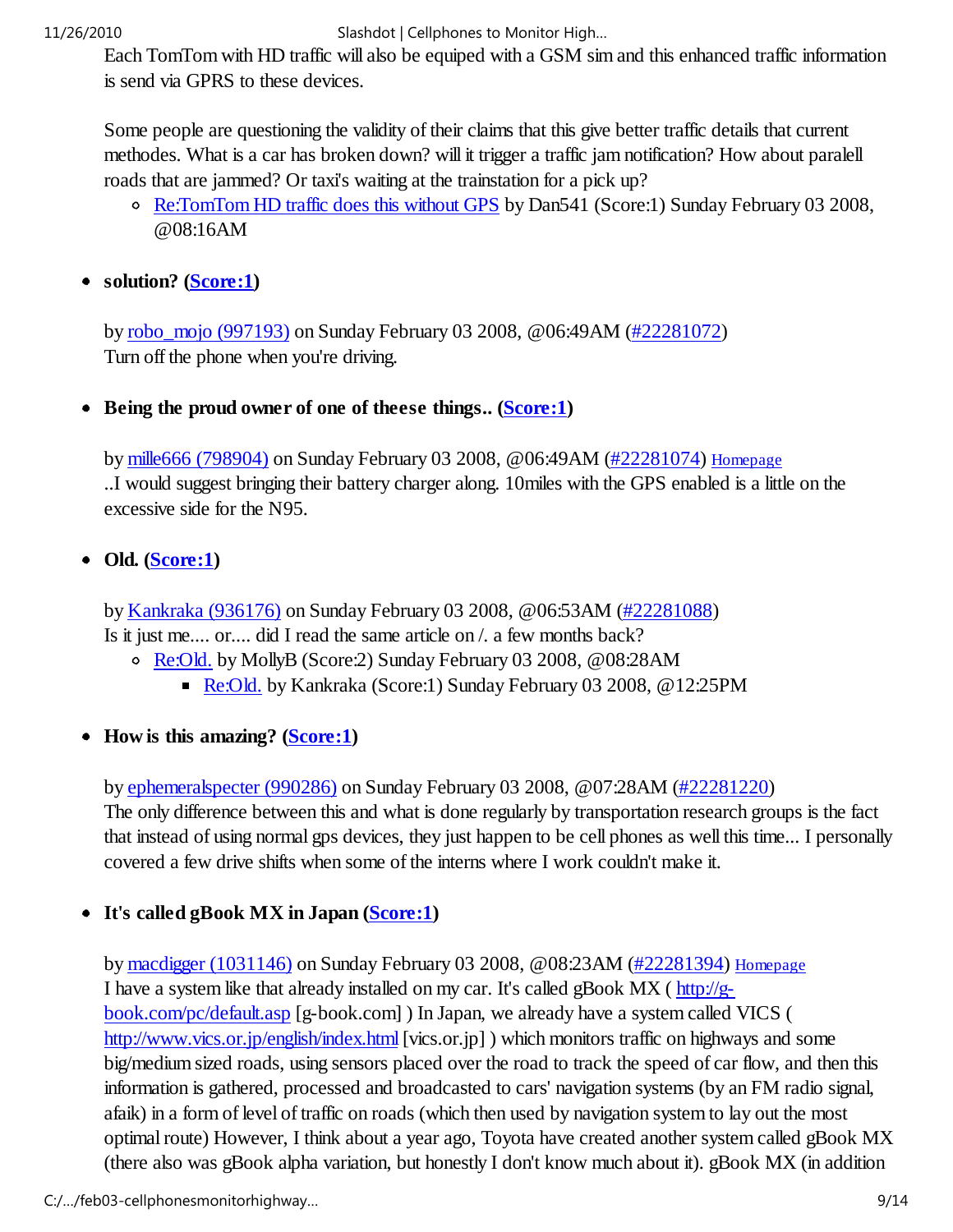Each TomTom with HD traffic will also be equiped with a GSM sim and this enhanced traffic information is send via GPRS to these devices.

Some people are questioning the validity of their claims that this give better traffic details that current methodes. What is a car has broken down? will it trigger a traffic jam notification? How about paralell roads that are jammed? Or taxi's waiting at the trainstation for a pick up?

- [Re:TomTom HD traffic does this without GPS](#) by Dan541 (Score:1) Sunday February 03 2008, @08:16AM

- **solution? ([Score:1](#))**

  by [robo_mojo (997193)](#) on Sunday February 03 2008, @06:49AM ([#22281072](#))
  Turn off the phone when you're driving.

- **Being the proud owner of one of theese things.. ([Score:1](#))**

  by [mille666 (798904)](#) on Sunday February 03 2008, @06:49AM ([#22281074](#)) [Homepage](#)
  ..I would suggest bringing their battery charger along. 10miles with the GPS enabled is a little on the excessive side for the N95.

- **Old. ([Score:1](#))**

  by [Kankraka (936176)](#) on Sunday February 03 2008, @06:53AM ([#22281088](#))
  Is it just me.... or.... did I read the same article on /. a few months back?

  - [Re:Old.](#) by MollyB (Score:2) Sunday February 03 2008, @08:28AM
    - [Re:Old.](#) by Kankraka (Score:1) Sunday February 03 2008, @12:25PM

- **How is this amazing? ([Score:1](#))**

  by [ephemeralspecter (990286)](#) on Sunday February 03 2008, @07:28AM ([#22281220](#))
  The only difference between this and what is done regularly by transportation research groups is the fact that instead of using normal gps devices, they just happen to be cell phones as well this time... I personally covered a few drive shifts when some of the interns where I work couldn't make it.

- **It's called gBook MX in Japan ([Score:1](#))**

  by [macdigger (1031146)](#) on Sunday February 03 2008, @08:23AM ([#22281394](#)) [Homepage](#)
  I have a system like that already installed on my car. It's called gBook MX ( [http://g-book.com/pc/default.asp](http://g-book.com/pc/default.asp) [g-book.com] ) In Japan, we already have a system called VICS ( [http://www.vics.or.jp/english/index.html](http://www.vics.or.jp/english/index.html) [vics.or.jp] ) which monitors traffic on highways and some big/medium sized roads, using sensors placed over the road to track the speed of car flow, and then this information is gathered, processed and broadcasted to cars' navigation systems (by an FM radio signal, afaik) in a form of level of traffic on roads (which then used by navigation system to lay out the most optimal route) However, I think about a year ago, Toyota have created another system called gBook MX (there also was gBook alpha variation, but honestly I don't know much about it). gBook MX (in addition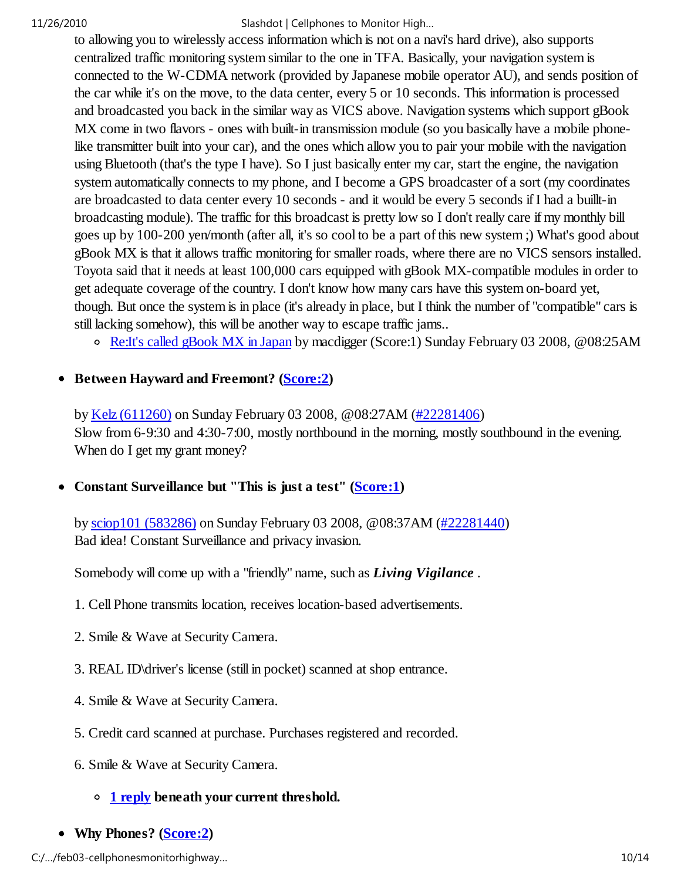to allowing you to wirelessly access information which is not on a navi's hard drive), also supports centralized traffic monitoring system similar to the one in TFA. Basically, your navigation system is connected to the W-CDMA network (provided by Japanese mobile operator AU), and sends position of the car while it's on the move, to the data center, every 5 or 10 seconds. This information is processed and broadcasted you back in the similar way as VICS above. Navigation systems which support gBook MX come in two flavors - ones with built-in transmission module (so you basically have a mobile phone-like transmitter built into your car), and the ones which allow you to pair your mobile with the navigation using Bluetooth (that's the type I have). So I just basically enter my car, start the engine, the navigation system automatically connects to my phone, and I become a GPS broadcaster of a sort (my coordinates are broadcasted to data center every 10 seconds - and it would be every 5 seconds if I had a buillt-in broadcasting module). The traffic for this broadcast is pretty low so I don't really care if my monthly bill goes up by 100-200 yen/month (after all, it's so cool to be a part of this new system ;) What's good about gBook MX is that it allows traffic monitoring for smaller roads, where there are no VICS sensors installed. Toyota said that it needs at least 100,000 cars equipped with gBook MX-compatible modules in order to get adequate coverage of the country. I don't know how many cars have this system on-board yet, though. But once the system is in place (it's already in place, but I think the number of "compatible" cars is still lacking somehow), this will be another way to escape traffic jams..

- Re:It's called gBook MX in Japan by macdigger (Score:1) Sunday February 03 2008, @08:25AM

- **Between Hayward and Freemont? (Score:2)**

  by Kelz (611260) on Sunday February 03 2008, @08:27AM (#22281406)
  Slow from 6-9:30 and 4:30-7:00, mostly northbound in the morning, mostly southbound in the evening. When do I get my grant money?

- **Constant Surveillance but "This is just a test" (Score:1)**

  by sciop101 (583286) on Sunday February 03 2008, @08:37AM (#22281440)
  Bad idea! Constant Surveillance and privacy invasion.

  Somebody will come up with a "friendly" name, such as ***Living Vigilance*** .

  1. Cell Phone transmits location, receives location-based advertisements.

  2. Smile & Wave at Security Camera.

  3. REAL ID\driver's license (still in pocket) scanned at shop entrance.

  4. Smile & Wave at Security Camera.

  5. Credit card scanned at purchase. Purchases registered and recorded.

  6. Smile & Wave at Security Camera.

  - **1 reply beneath your current threshold.**

- **Why Phones? (Score:2)**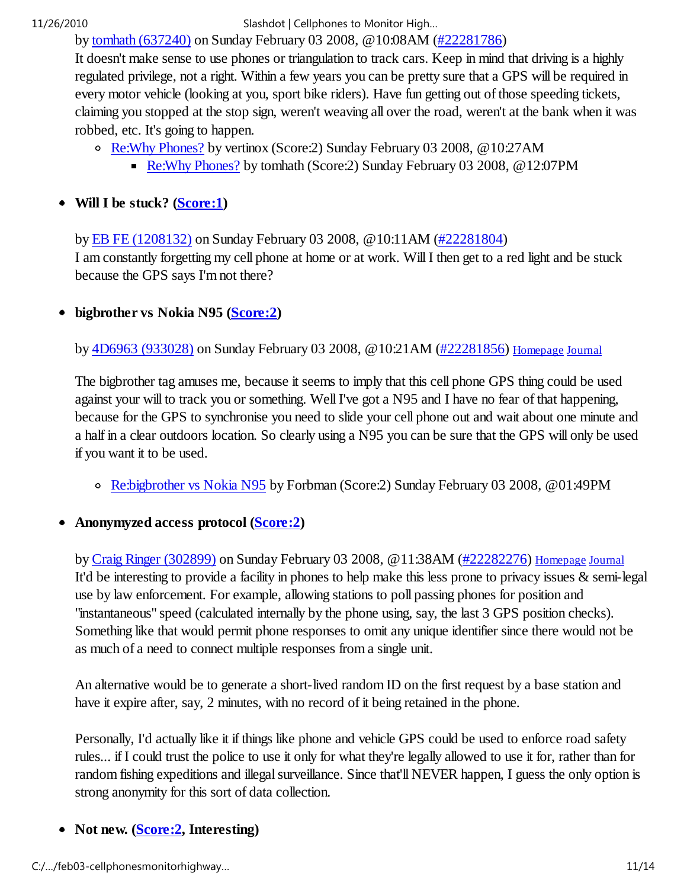by tomhath (637240) on Sunday February 03 2008, @10:08AM (#22281786)

It doesn't make sense to use phones or triangulation to track cars. Keep in mind that driving is a highly regulated privilege, not a right. Within a few years you can be pretty sure that a GPS will be required in every motor vehicle (looking at you, sport bike riders). Have fun getting out of those speeding tickets, claiming you stopped at the stop sign, weren't weaving all over the road, weren't at the bank when it was robbed, etc. It's going to happen.

- Re:Why Phones? by vertinox (Score:2) Sunday February 03 2008, @10:27AM
  - Re:Why Phones? by tomhath (Score:2) Sunday February 03 2008, @12:07PM

- **Will I be stuck? (Score:1)**

  by EB FE (1208132) on Sunday February 03 2008, @10:11AM (#22281804)

  I am constantly forgetting my cell phone at home or at work. Will I then get to a red light and be stuck because the GPS says I'm not there?

- **bigbrother vs Nokia N95 (Score:2)**

  by 4D6963 (933028) on Sunday February 03 2008, @10:21AM (#22281856) Homepage Journal

  The bigbrother tag amuses me, because it seems to imply that this cell phone GPS thing could be used against your will to track you or something. Well I've got a N95 and I have no fear of that happening, because for the GPS to synchronise you need to slide your cell phone out and wait about one minute and a half in a clear outdoors location. So clearly using a N95 you can be sure that the GPS will only be used if you want it to be used.

  - Re:bigbrother vs Nokia N95 by Forbman (Score:2) Sunday February 03 2008, @01:49PM

- **Anonymyzed access protocol (Score:2)**

  by Craig Ringer (302899) on Sunday February 03 2008, @11:38AM (#22282276) Homepage Journal

  It'd be interesting to provide a facility in phones to help make this less prone to privacy issues & semi-legal use by law enforcement. For example, allowing stations to poll passing phones for position and "instantaneous" speed (calculated internally by the phone using, say, the last 3 GPS position checks). Something like that would permit phone responses to omit any unique identifier since there would not be as much of a need to connect multiple responses from a single unit.

  An alternative would be to generate a short-lived random ID on the first request by a base station and have it expire after, say, 2 minutes, with no record of it being retained in the phone.

  Personally, I'd actually like it if things like phone and vehicle GPS could be used to enforce road safety rules... if I could trust the police to use it only for what they're legally allowed to use it for, rather than for random fishing expeditions and illegal surveillance. Since that'll NEVER happen, I guess the only option is strong anonymity for this sort of data collection.

- **Not new. (Score:2, Interesting)**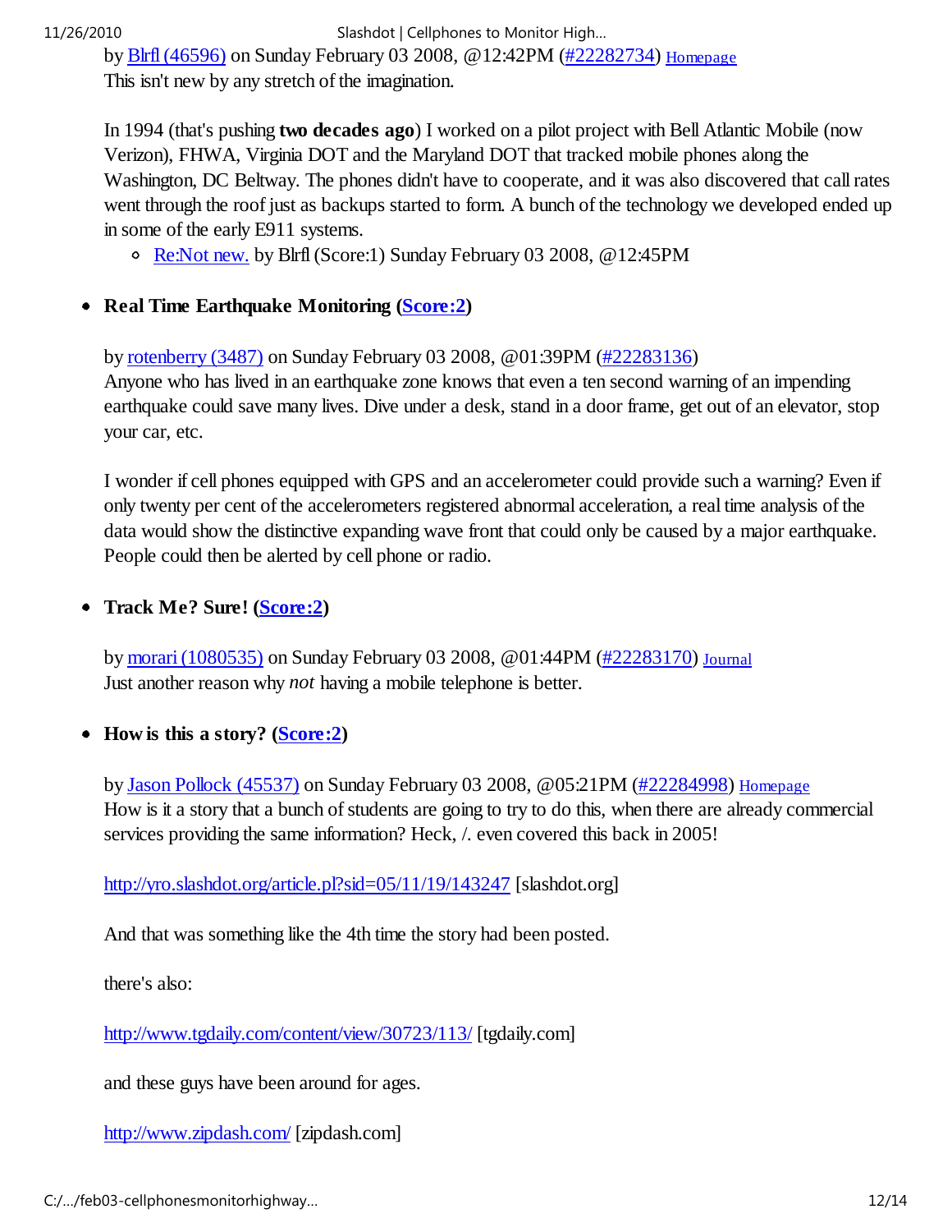by Blrfl (46596) on Sunday February 03 2008, @12:42PM (#22282734) Homepage

This isn't new by any stretch of the imagination.

In 1994 (that's pushing **two decades ago**) I worked on a pilot project with Bell Atlantic Mobile (now Verizon), FHWA, Virginia DOT and the Maryland DOT that tracked mobile phones along the Washington, DC Beltway. The phones didn't have to cooperate, and it was also discovered that call rates went through the roof just as backups started to form. A bunch of the technology we developed ended up in some of the early E911 systems.

- Re:Not new. by Blrfl (Score:1) Sunday February 03 2008, @12:45PM

- **Real Time Earthquake Monitoring (Score:2)**

  by rotenberry (3487) on Sunday February 03 2008, @01:39PM (#22283136)

  Anyone who has lived in an earthquake zone knows that even a ten second warning of an impending earthquake could save many lives. Dive under a desk, stand in a door frame, get out of an elevator, stop your car, etc.

  I wonder if cell phones equipped with GPS and an accelerometer could provide such a warning? Even if only twenty per cent of the accelerometers registered abnormal acceleration, a real time analysis of the data would show the distinctive expanding wave front that could only be caused by a major earthquake. People could then be alerted by cell phone or radio.

- **Track Me? Sure! (Score:2)**

  by morari (1080535) on Sunday February 03 2008, @01:44PM (#22283170) Journal

  Just another reason why *not* having a mobile telephone is better.

- **How is this a story? (Score:2)**

  by Jason Pollock (45537) on Sunday February 03 2008, @05:21PM (#22284998) Homepage

  How is it a story that a bunch of students are going to try to do this, when there are already commercial services providing the same information? Heck, /. even covered this back in 2005!

  http://yro.slashdot.org/article.pl?sid=05/11/19/143247 [slashdot.org]

  And that was something like the 4th time the story had been posted.

  there's also:

  http://www.tgdaily.com/content/view/30723/113/ [tgdaily.com]

  and these guys have been around for ages.

  http://www.zipdash.com/ [zipdash.com]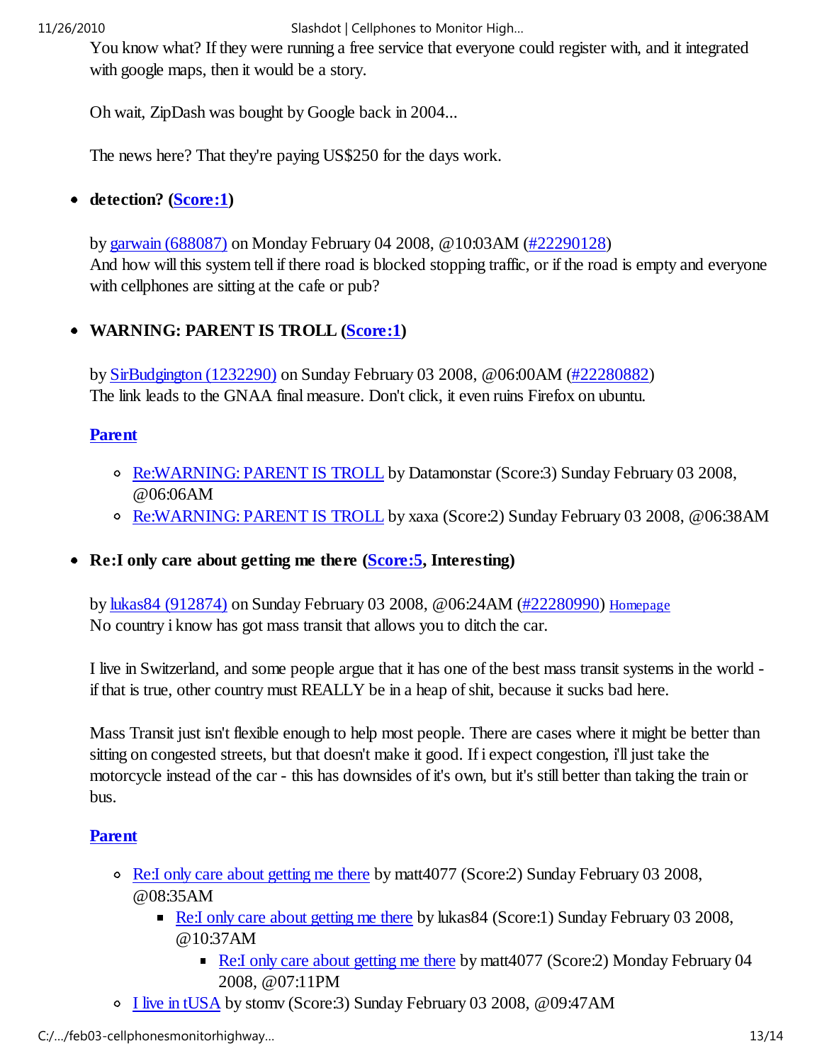You know what? If they were running a free service that everyone could register with, and it integrated with google maps, then it would be a story.

Oh wait, ZipDash was bought by Google back in 2004...

The news here? That they're paying US$250 for the days work.

- **detection? (Score:1)**

  by garwain (688087) on Monday February 04 2008, @10:03AM (#22290128)
  And how will this system tell if there road is blocked stopping traffic, or if the road is empty and everyone with cellphones are sitting at the cafe or pub?

- **WARNING: PARENT IS TROLL (Score:1)**

  by SirBudgington (1232290) on Sunday February 03 2008, @06:00AM (#22280882)
  The link leads to the GNAA final measure. Don't click, it even ruins Firefox on ubuntu.

  **Parent**

  - Re:WARNING: PARENT IS TROLL by Datamonstar (Score:3) Sunday February 03 2008, @06:06AM
  - Re:WARNING: PARENT IS TROLL by xaxa (Score:2) Sunday February 03 2008, @06:38AM

- **Re:I only care about getting me there (Score:5, Interesting)**

  by lukas84 (912874) on Sunday February 03 2008, @06:24AM (#22280990) Homepage
  No country i know has got mass transit that allows you to ditch the car.

  I live in Switzerland, and some people argue that it has one of the best mass transit systems in the world - if that is true, other country must REALLY be in a heap of shit, because it sucks bad here.

  Mass Transit just isn't flexible enough to help most people. There are cases where it might be better than sitting on congested streets, but that doesn't make it good. If i expect congestion, i'll just take the motorcycle instead of the car - this has downsides of it's own, but it's still better than taking the train or bus.

  **Parent**

  - Re:I only care about getting me there by matt4077 (Score:2) Sunday February 03 2008, @08:35AM
    - Re:I only care about getting me there by lukas84 (Score:1) Sunday February 03 2008, @10:37AM
      - Re:I only care about getting me there by matt4077 (Score:2) Monday February 04 2008, @07:11PM
  - I live in tUSA by stomv (Score:3) Sunday February 03 2008, @09:47AM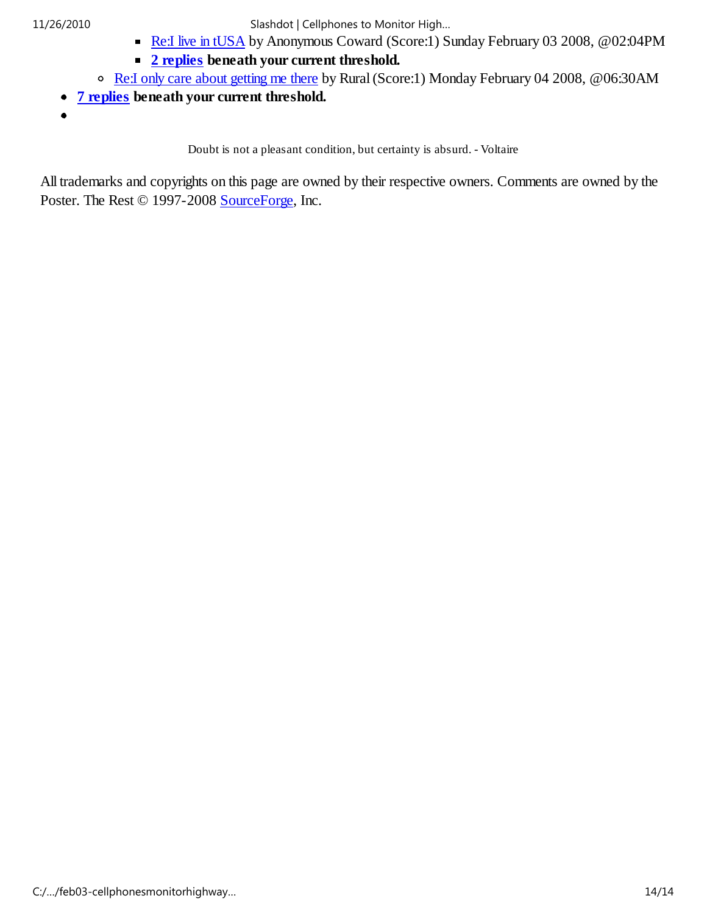- Re:I live in tUSA by Anonymous Coward (Score:1) Sunday February 03 2008, @02:04PM
        - **2 replies beneath your current threshold.**
    - Re:I only care about getting me there by Rural (Score:1) Monday February 04 2008, @06:30AM
- **7 replies beneath your current threshold.**
-

Doubt is not a pleasant condition, but certainty is absurd. - Voltaire

All trademarks and copyrights on this page are owned by their respective owners. Comments are owned by the Poster. The Rest © 1997-2008 SourceForge, Inc.